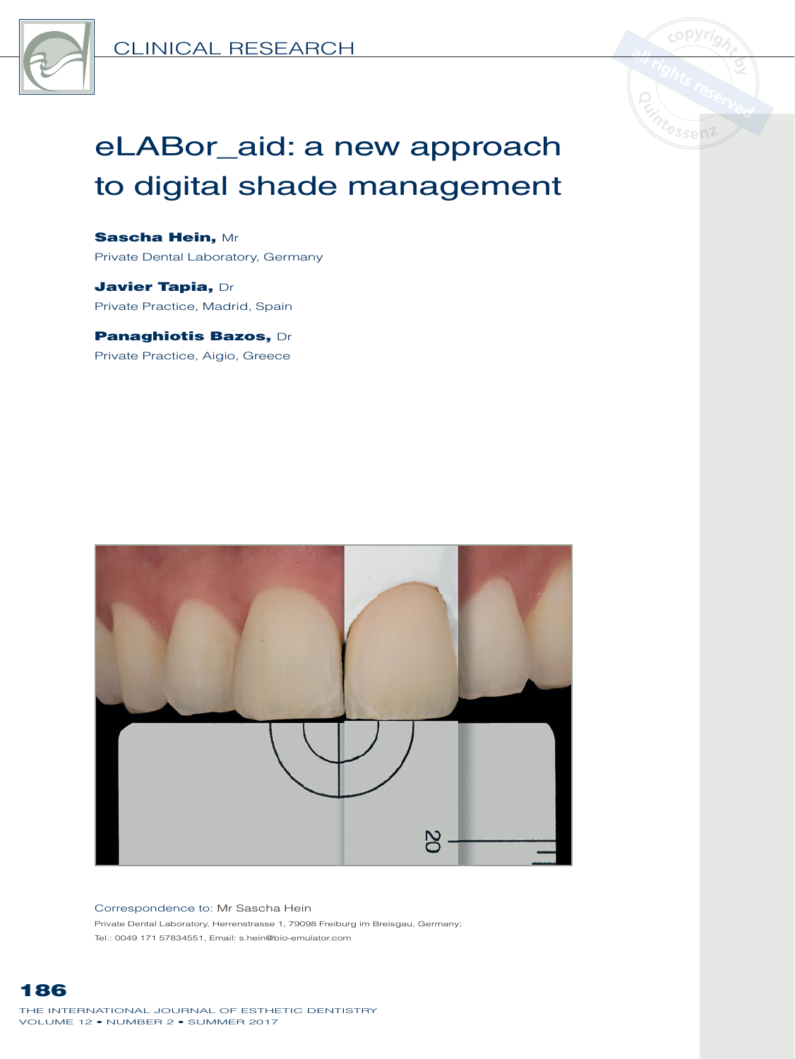CLINICAL RESEARCH

# eLABor_aid: a new approach to digital shade management

**Sascha Hein,** Mr
Private Dental Laboratory, Germany

**Javier Tapia,** Dr
Private Practice, Madrid, Spain

**Panaghiotis Bazos,** Dr
Private Practice, Aigio, Greece

Correspondence to: Mr Sascha Hein
Private Dental Laboratory, Herrenstrasse 1, 79098 Freiburg im Breisgau, Germany;
Tel.: 0049 171 57834551, Email: s.hein@bio-emulator.com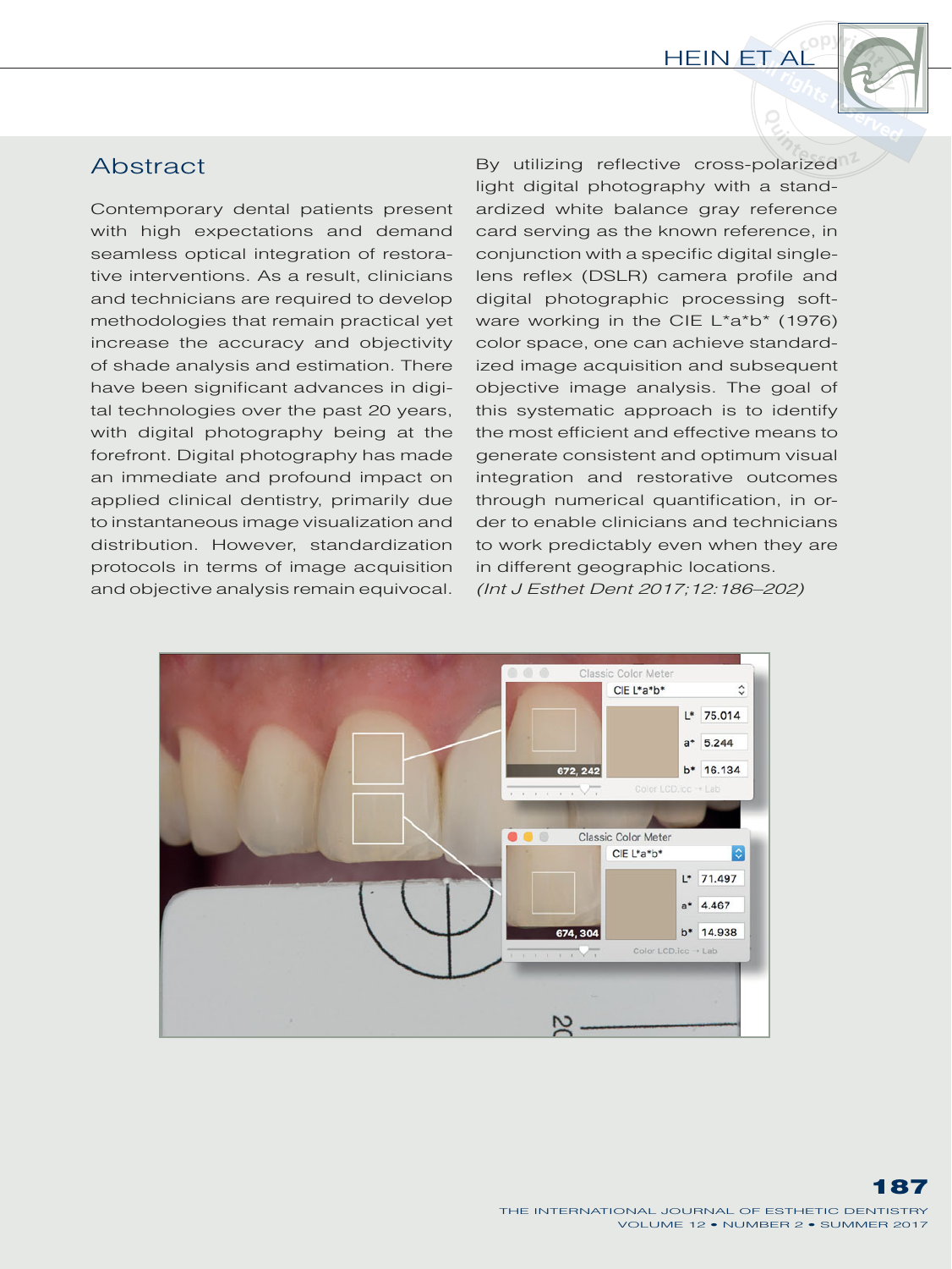## Abstract

Contemporary dental patients present with high expectations and demand seamless optical integration of restorative interventions. As a result, clinicians and technicians are required to develop methodologies that remain practical yet increase the accuracy and objectivity of shade analysis and estimation. There have been significant advances in digital technologies over the past 20 years, with digital photography being at the forefront. Digital photography has made an immediate and profound impact on applied clinical dentistry, primarily due to instantaneous image visualization and distribution. However, standardization protocols in terms of image acquisition and objective analysis remain equivocal. By utilizing reflective cross-polarized light digital photography with a standardized white balance gray reference card serving as the known reference, in conjunction with a specific digital single-lens reflex (DSLR) camera profile and digital photographic processing software working in the CIE L*a*b* (1976) color space, one can achieve standardized image acquisition and subsequent objective image analysis. The goal of this systematic approach is to identify the most efficient and effective means to generate consistent and optimum visual integration and restorative outcomes through numerical quantification, in order to enable clinicians and technicians to work predictably even when they are in different geographic locations.

*(Int J Esthet Dent 2017;12:186–202)*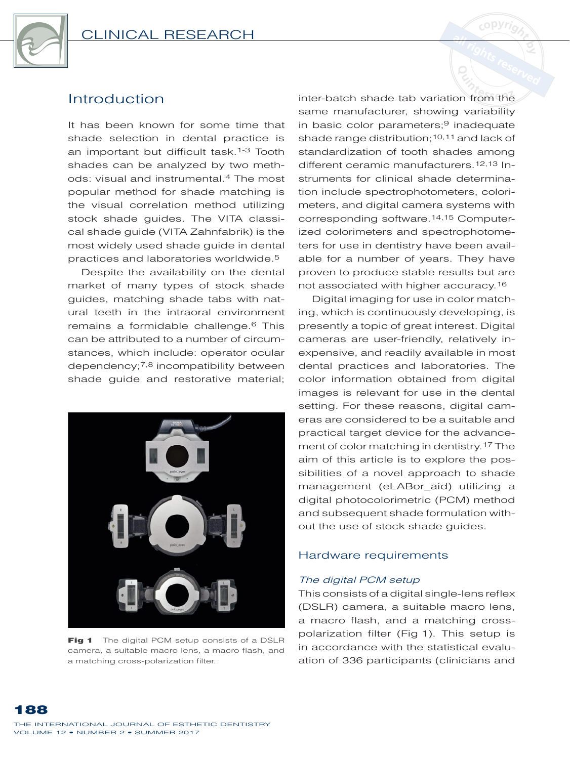## Introduction

It has been known for some time that shade selection in dental practice is an important but difficult task.[1-3] Tooth shades can be analyzed by two methods: visual and instrumental.[4] The most popular method for shade matching is the visual correlation method utilizing stock shade guides. The VITA classical shade guide (VITA Zahnfabrik) is the most widely used shade guide in dental practices and laboratories worldwide.[5]

Despite the availability on the dental market of many types of stock shade guides, matching shade tabs with natural teeth in the intraoral environment remains a formidable challenge.[6] This can be attributed to a number of circumstances, which include: operator ocular dependency;[7,8] incompatibility between shade guide and restorative material; inter-batch shade tab variation from the same manufacturer, showing variability in basic color parameters;[9] inadequate shade range distribution;[10,11] and lack of standardization of tooth shades among different ceramic manufacturers.[12,13] Instruments for clinical shade determination include spectrophotometers, colorimeters, and digital camera systems with corresponding software.[14,15] Computerized colorimeters and spectrophotometers for use in dentistry have been available for a number of years. They have proven to produce stable results but are not associated with higher accuracy.[16]

Digital imaging for use in color matching, which is continuously developing, is presently a topic of great interest. Digital cameras are user-friendly, relatively inexpensive, and readily available in most dental practices and laboratories. The color information obtained from digital images is relevant for use in the dental setting. For these reasons, digital cameras are considered to be a suitable and practical target device for the advancement of color matching in dentistry.[17] The aim of this article is to explore the possibilities of a novel approach to shade management (eLABor_aid) utilizing a digital photocolorimetric (PCM) method and subsequent shade formulation without the use of stock shade guides.

**Fig 1** The digital PCM setup consists of a DSLR camera, a suitable macro lens, a macro flash, and a matching cross-polarization filter.

## Hardware requirements

### *The digital PCM setup*

This consists of a digital single-lens reflex (DSLR) camera, a suitable macro lens, a macro flash, and a matching cross-polarization filter (Fig 1). This setup is in accordance with the statistical evaluation of 336 participants (clinicians and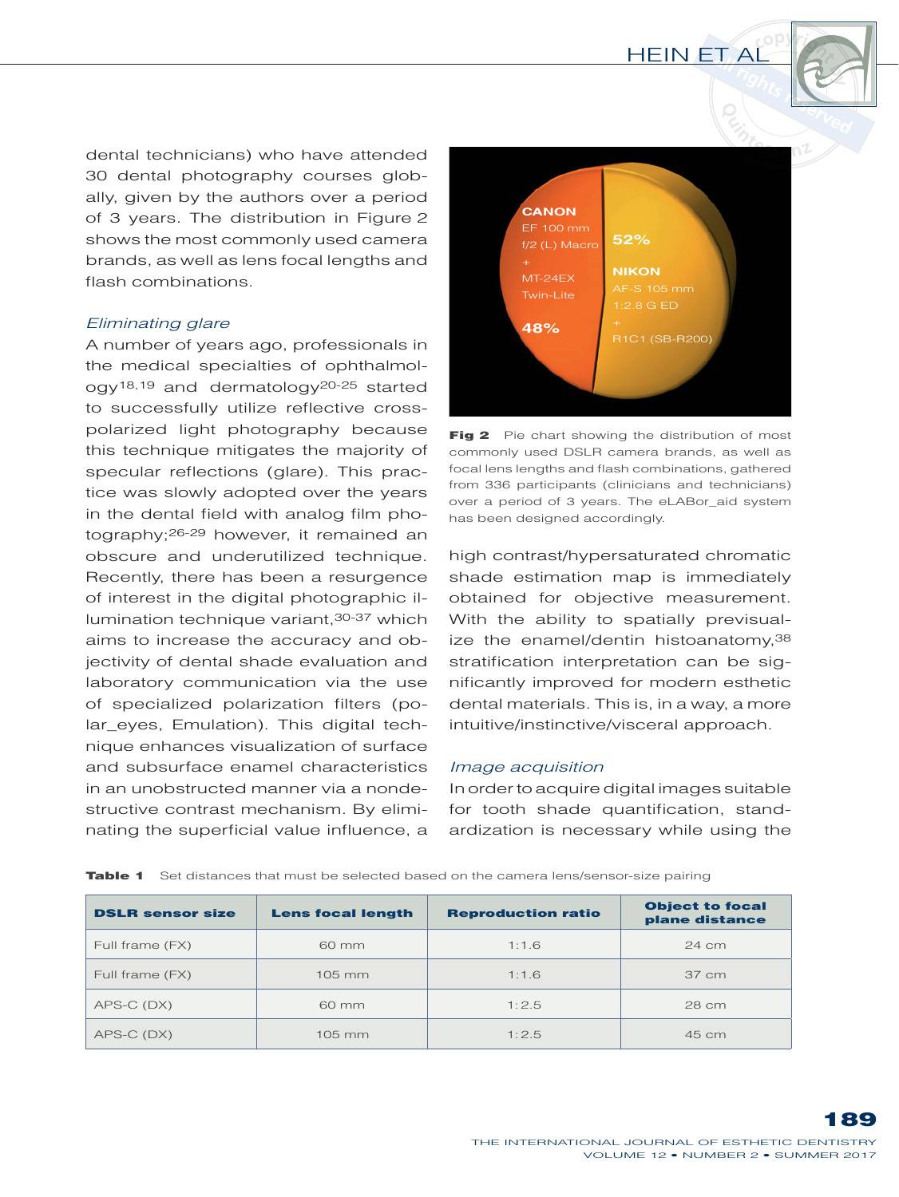dental technicians) who have attended 30 dental photography courses globally, given by the authors over a period of 3 years. The distribution in Figure 2 shows the most commonly used camera brands, as well as lens focal lengths and flash combinations.

*Eliminating glare*

A number of years ago, professionals in the medical specialties of ophthalmology[18,19] and dermatology[20-25] started to successfully utilize reflective cross-polarized light photography because this technique mitigates the majority of specular reflections (glare). This practice was slowly adopted over the years in the dental field with analog film photography;[26-29] however, it remained an obscure and underutilized technique. Recently, there has been a resurgence of interest in the digital photographic illumination technique variant,[30-37] which aims to increase the accuracy and objectivity of dental shade evaluation and laboratory communication via the use of specialized polarization filters (polar_eyes, Emulation). This digital technique enhances visualization of surface and subsurface enamel characteristics in an unobstructed manner via a nondestructive contrast mechanism. By eliminating the superficial value influence, a high contrast/hypersaturated chromatic shade estimation map is immediately obtained for objective measurement. With the ability to spatially previsualize the enamel/dentin histoanatomy,[38] stratification interpretation can be significantly improved for modern esthetic dental materials. This is, in a way, a more intuitive/instinctive/visceral approach.

**Fig 2** Pie chart showing the distribution of most commonly used DSLR camera brands, as well as focal lens lengths and flash combinations, gathered from 336 participants (clinicians and technicians) over a period of 3 years. The eLABor_aid system has been designed accordingly.

*Image acquisition*

In order to acquire digital images suitable for tooth shade quantification, standardization is necessary while using the

**Table 1** Set distances that must be selected based on the camera lens/sensor-size pairing

| DSLR sensor size | Lens focal length | Reproduction ratio | Object to focal plane distance |
|---|---|---|---|
| Full frame (FX) | 60 mm | 1:1.6 | 24 cm |
| Full frame (FX) | 105 mm | 1:1.6 | 37 cm |
| APS-C (DX) | 60 mm | 1:2.5 | 28 cm |
| APS-C (DX) | 105 mm | 1:2.5 | 45 cm |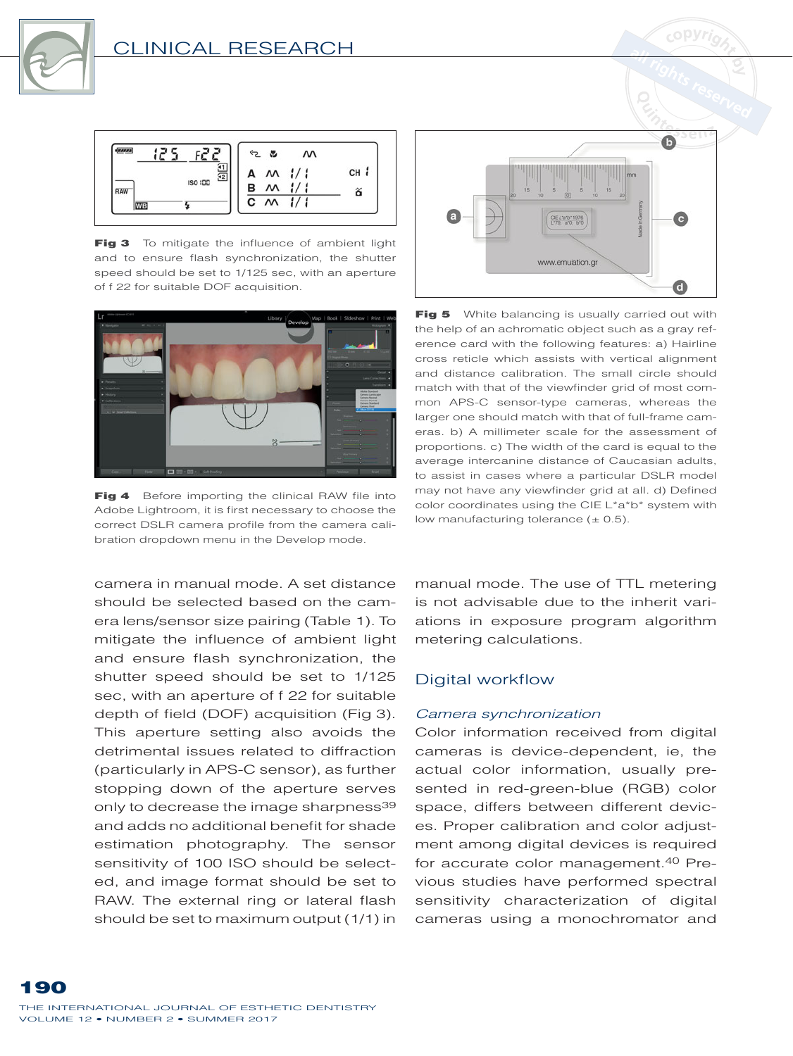**Fig 3** To mitigate the influence of ambient light and to ensure flash synchronization, the shutter speed should be set to 1/125 sec, with an aperture of f 22 for suitable DOF acquisition.

**Fig 4** Before importing the clinical RAW file into Adobe Lightroom, it is first necessary to choose the correct DSLR camera profile from the camera calibration dropdown menu in the Develop mode.

**Fig 5** White balancing is usually carried out with the help of an achromatic object such as a gray reference card with the following features: a) Hairline cross reticle which assists with vertical alignment and distance calibration. The small circle should match with that of the viewfinder grid of most common APS-C sensor-type cameras, whereas the larger one should match with that of full-frame cameras. b) A millimeter scale for the assessment of proportions. c) The width of the card is equal to the average intercanine distance of Caucasian adults, to assist in cases where a particular DSLR model may not have any viewfinder grid at all. d) Defined color coordinates using the CIE L*a*b* system with low manufacturing tolerance (± 0.5).

camera in manual mode. A set distance should be selected based on the camera lens/sensor size pairing (Table 1). To mitigate the influence of ambient light and ensure flash synchronization, the shutter speed should be set to 1/125 sec, with an aperture of f 22 for suitable depth of field (DOF) acquisition (Fig 3). This aperture setting also avoids the detrimental issues related to diffraction (particularly in APS-C sensor), as further stopping down of the aperture serves only to decrease the image sharpness[39] and adds no additional benefit for shade estimation photography. The sensor sensitivity of 100 ISO should be selected, and image format should be set to RAW. The external ring or lateral flash should be set to maximum output (1/1) in manual mode. The use of TTL metering is not advisable due to the inherit variations in exposure program algorithm metering calculations.

## Digital workflow

### *Camera synchronization*

Color information received from digital cameras is device-dependent, ie, the actual color information, usually presented in red-green-blue (RGB) color space, differs between different devices. Proper calibration and color adjustment among digital devices is required for accurate color management.[40] Previous studies have performed spectral sensitivity characterization of digital cameras using a monochromator and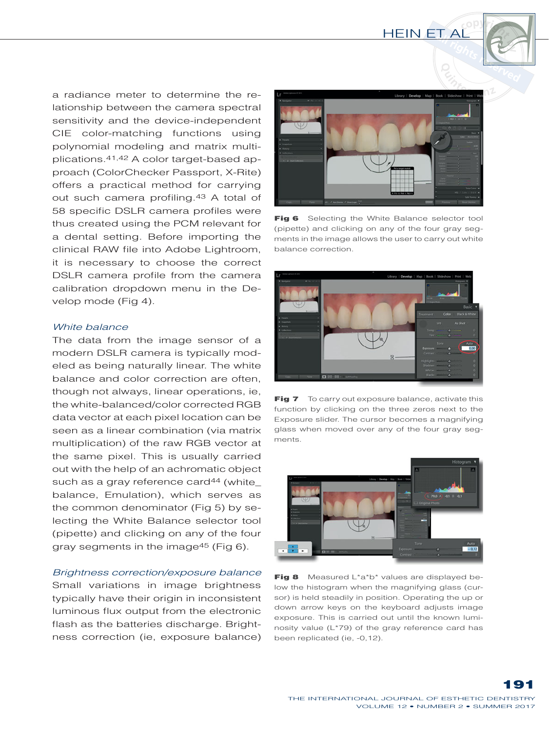a radiance meter to determine the relationship between the camera spectral sensitivity and the device-independent CIE color-matching functions using polynomial modeling and matrix multiplications.[41,42] A color target-based approach (ColorChecker Passport, X-Rite) offers a practical method for carrying out such camera profiling.[43] A total of 58 specific DSLR camera profiles were thus created using the PCM relevant for a dental setting. Before importing the clinical RAW file into Adobe Lightroom, it is necessary to choose the correct DSLR camera profile from the camera calibration dropdown menu in the Develop mode (Fig 4).

### *White balance*

The data from the image sensor of a modern DSLR camera is typically modeled as being naturally linear. The white balance and color correction are often, though not always, linear operations, ie, the white-balanced/color corrected RGB data vector at each pixel location can be seen as a linear combination (via matrix multiplication) of the raw RGB vector at the same pixel. This is usually carried out with the help of an achromatic object such as a gray reference card[44] (white_balance, Emulation), which serves as the common denominator (Fig 5) by selecting the White Balance selector tool (pipette) and clicking on any of the four gray segments in the image[45] (Fig 6).

### *Brightness correction/exposure balance*

Small variations in image brightness typically have their origin in inconsistent luminous flux output from the electronic flash as the batteries discharge. Brightness correction (ie, exposure balance)

**Fig 6** Selecting the White Balance selector tool (pipette) and clicking on any of the four gray segments in the image allows the user to carry out white balance correction.

**Fig 7** To carry out exposure balance, activate this function by clicking on the three zeros next to the Exposure slider. The cursor becomes a magnifying glass when moved over any of the four gray segments.

**Fig 8** Measured L*a*b* values are displayed below the histogram when the magnifying glass (cursor) is held steadily in position. Operating the up or down arrow keys on the keyboard adjusts image exposure. This is carried out until the known luminosity value (L*79) of the gray reference card has been replicated (ie, -0,12).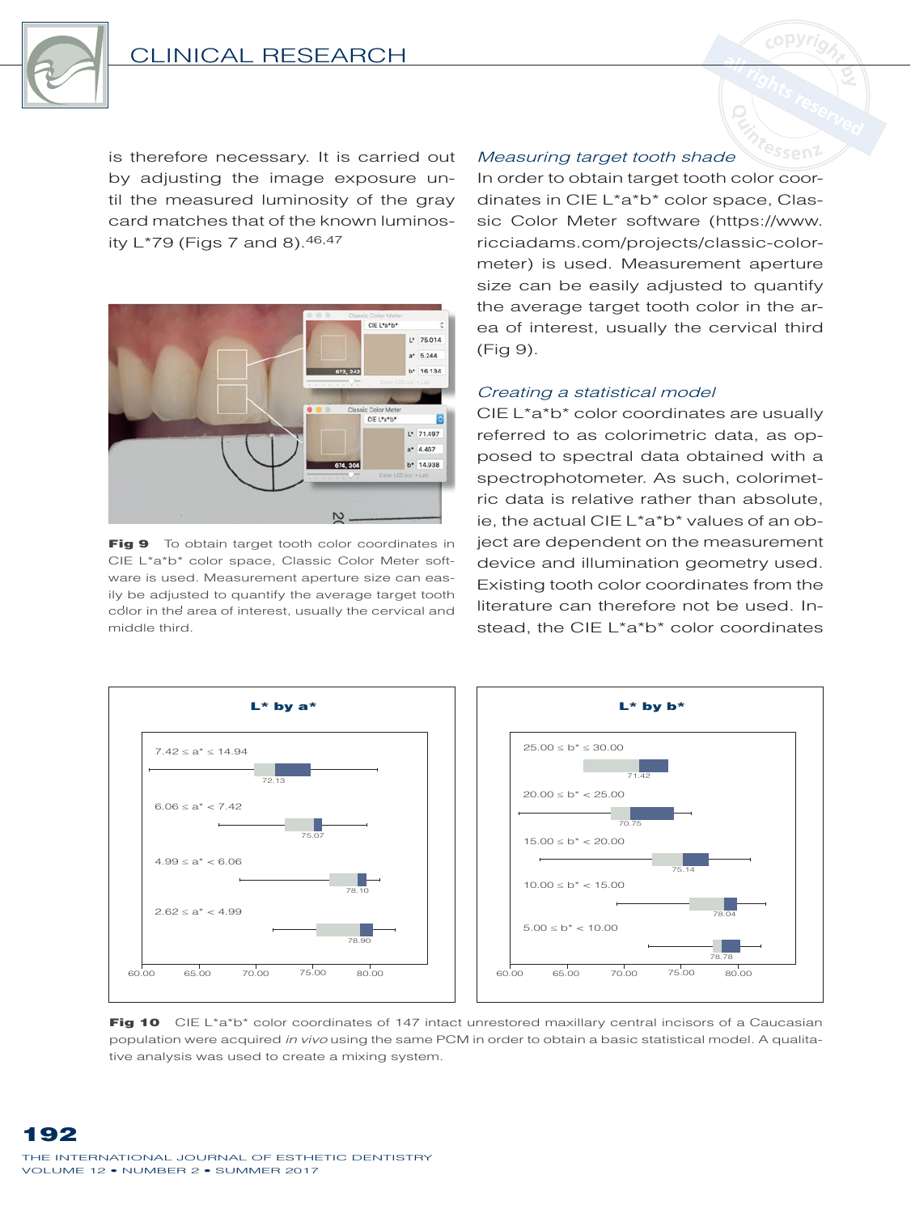is therefore necessary. It is carried out by adjusting the image exposure until the measured luminosity of the gray card matches that of the known luminosity L*79 (Figs 7 and 8).[46,47]

**Fig 9** To obtain target tooth color coordinates in CIE L*a*b* color space, Classic Color Meter software is used. Measurement aperture size can easily be adjusted to quantify the average target tooth color in the area of interest, usually the cervical and middle third.

### *Measuring target tooth shade*

In order to obtain target tooth color coordinates in CIE L*a*b* color space, Classic Color Meter software (https://www.ricciadams.com/projects/classic-color-meter) is used. Measurement aperture size can be easily adjusted to quantify the average target tooth color in the area of interest, usually the cervical third (Fig 9).

### *Creating a statistical model*

CIE L*a*b* color coordinates are usually referred to as colorimetric data, as opposed to spectral data obtained with a spectrophotometer. As such, colorimetric data is relative rather than absolute, ie, the actual CIE L*a*b* values of an object are dependent on the measurement device and illumination geometry used. Existing tooth color coordinates from the literature can therefore not be used. Instead, the CIE L*a*b* color coordinates

**Fig 10** CIE L*a*b* color coordinates of 147 intact unrestored maxillary central incisors of a Caucasian population were acquired *in vivo* using the same PCM in order to obtain a basic statistical model. A qualitative analysis was used to create a mixing system.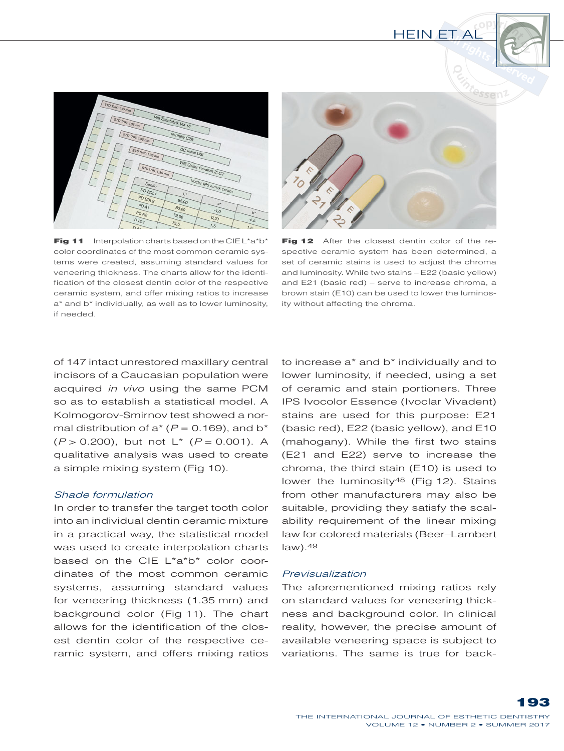**Fig 11** Interpolation charts based on the CIE L*a*b* color coordinates of the most common ceramic systems were created, assuming standard values for veneering thickness. The charts allow for the identification of the closest dentin color of the respective ceramic system, and offer mixing ratios to increase a* and b* individually, as well as to lower luminosity, if needed.

**Fig 12** After the closest dentin color of the respective ceramic system has been determined, a set of ceramic stains is used to adjust the chroma and luminosity. While two stains – E22 (basic yellow) and E21 (basic red) – serve to increase chroma, a brown stain (E10) can be used to lower the luminosity without affecting the chroma.

of 147 intact unrestored maxillary central incisors of a Caucasian population were acquired *in vivo* using the same PCM so as to establish a statistical model. A Kolmogorov-Smirnov test showed a normal distribution of a* ($P = 0.169$), and b* ($P > 0.200$), but not L* ($P = 0.001$). A qualitative analysis was used to create a simple mixing system (Fig 10).

### *Shade formulation*

In order to transfer the target tooth color into an individual dentin ceramic mixture in a practical way, the statistical model was used to create interpolation charts based on the CIE L*a*b* color coordinates of the most common ceramic systems, assuming standard values for veneering thickness (1.35 mm) and background color (Fig 11). The chart allows for the identification of the closest dentin color of the respective ceramic system, and offers mixing ratios to increase a* and b* individually and to lower luminosity, if needed, using a set of ceramic and stain portioners. Three IPS Ivocolor Essence (Ivoclar Vivadent) stains are used for this purpose: E21 (basic red), E22 (basic yellow), and E10 (mahogany). While the first two stains (E21 and E22) serve to increase the chroma, the third stain (E10) is used to lower the luminosity[48] (Fig 12). Stains from other manufacturers may also be suitable, providing they satisfy the scalability requirement of the linear mixing law for colored materials (Beer–Lambert law).[49]

### *Previsualization*

The aforementioned mixing ratios rely on standard values for veneering thickness and background color. In clinical reality, however, the precise amount of available veneering space is subject to variations. The same is true for back-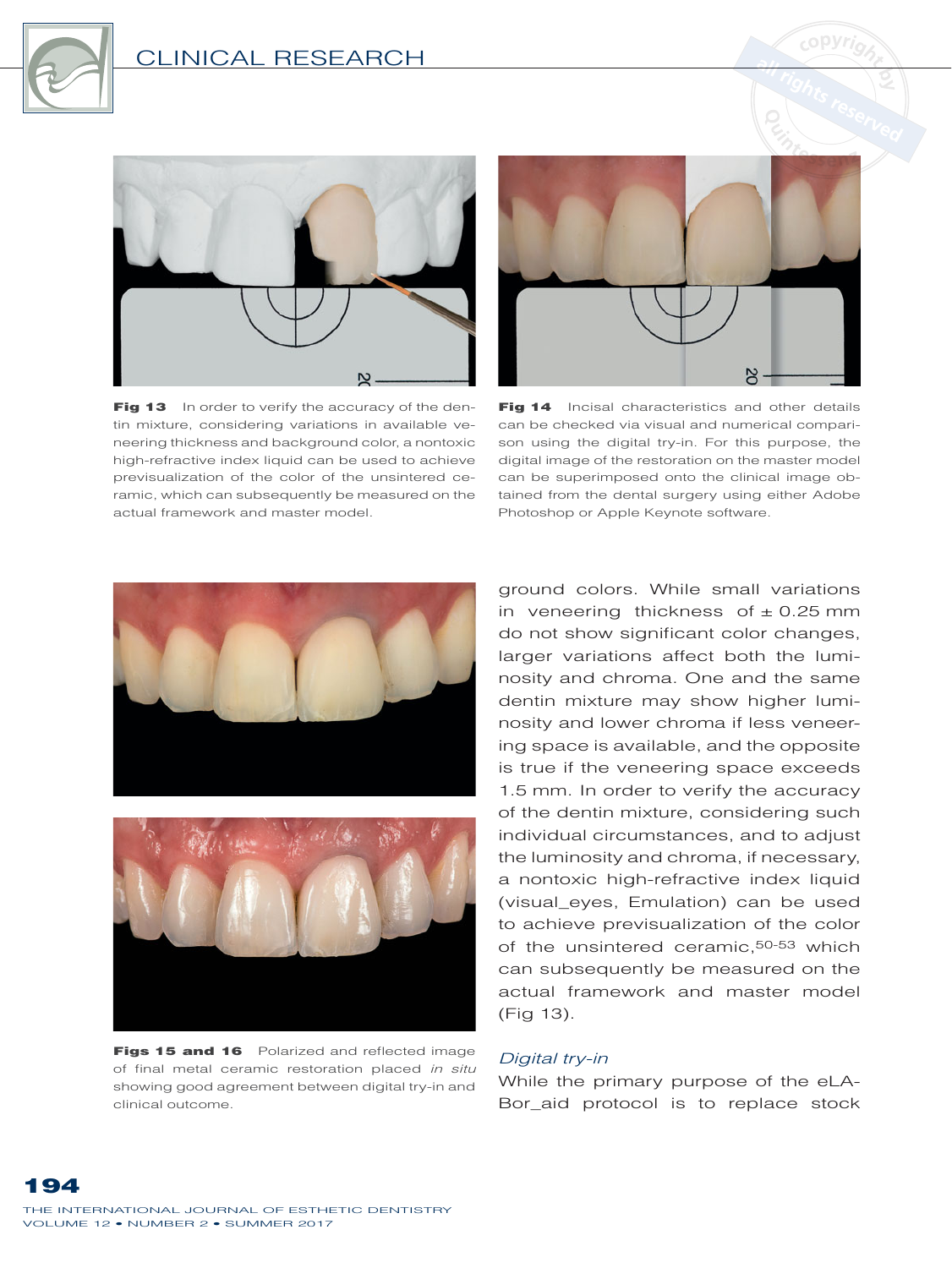**Fig 13** In order to verify the accuracy of the dentin mixture, considering variations in available veneering thickness and background color, a nontoxic high-refractive index liquid can be used to achieve previsualization of the color of the unsintered ceramic, which can subsequently be measured on the actual framework and master model.

**Fig 14** Incisal characteristics and other details can be checked via visual and numerical comparison using the digital try-in. For this purpose, the digital image of the restoration on the master model can be superimposed onto the clinical image obtained from the dental surgery using either Adobe Photoshop or Apple Keynote software.

**Figs 15 and 16** Polarized and reflected image of final metal ceramic restoration placed *in situ* showing good agreement between digital try-in and clinical outcome.

ground colors. While small variations in veneering thickness of ± 0.25 mm do not show significant color changes, larger variations affect both the luminosity and chroma. One and the same dentin mixture may show higher luminosity and lower chroma if less veneering space is available, and the opposite is true if the veneering space exceeds 1.5 mm. In order to verify the accuracy of the dentin mixture, considering such individual circumstances, and to adjust the luminosity and chroma, if necessary, a nontoxic high-refractive index liquid (visual_eyes, Emulation) can be used to achieve previsualization of the color of the unsintered ceramic,[50-53] which can subsequently be measured on the actual framework and master model (Fig 13).

### *Digital try-in*

While the primary purpose of the eLABor_aid protocol is to replace stock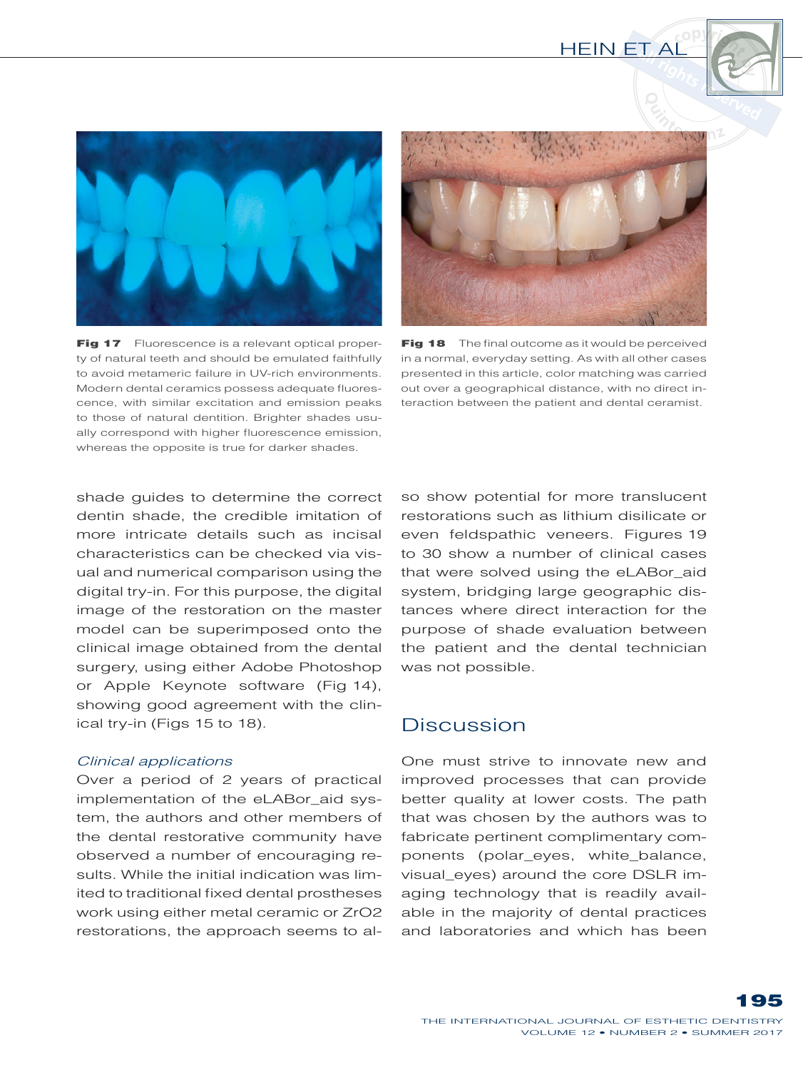**Fig 17** Fluorescence is a relevant optical property of natural teeth and should be emulated faithfully to avoid metameric failure in UV-rich environments. Modern dental ceramics possess adequate fluorescence, with similar excitation and emission peaks to those of natural dentition. Brighter shades usually correspond with higher fluorescence emission, whereas the opposite is true for darker shades.

**Fig 18** The final outcome as it would be perceived in a normal, everyday setting. As with all other cases presented in this article, color matching was carried out over a geographical distance, with no direct interaction between the patient and dental ceramist.

shade guides to determine the correct dentin shade, the credible imitation of more intricate details such as incisal characteristics can be checked via visual and numerical comparison using the digital try-in. For this purpose, the digital image of the restoration on the master model can be superimposed onto the clinical image obtained from the dental surgery, using either Adobe Photoshop or Apple Keynote software (Fig 14), showing good agreement with the clinical try-in (Figs 15 to 18).

*Clinical applications*

Over a period of 2 years of practical implementation of the eLABor_aid system, the authors and other members of the dental restorative community have observed a number of encouraging results. While the initial indication was limited to traditional fixed dental prostheses work using either metal ceramic or $ZrO_2$ restorations, the approach seems to also show potential for more translucent restorations such as lithium disilicate or even feldspathic veneers. Figures 19 to 30 show a number of clinical cases that were solved using the eLABor_aid system, bridging large geographic distances where direct interaction for the purpose of shade evaluation between the patient and the dental technician was not possible.

## Discussion

One must strive to innovate new and improved processes that can provide better quality at lower costs. The path that was chosen by the authors was to fabricate pertinent complimentary components (polar_eyes, white_balance, visual_eyes) around the core DSLR imaging technology that is readily available in the majority of dental practices and laboratories and which has been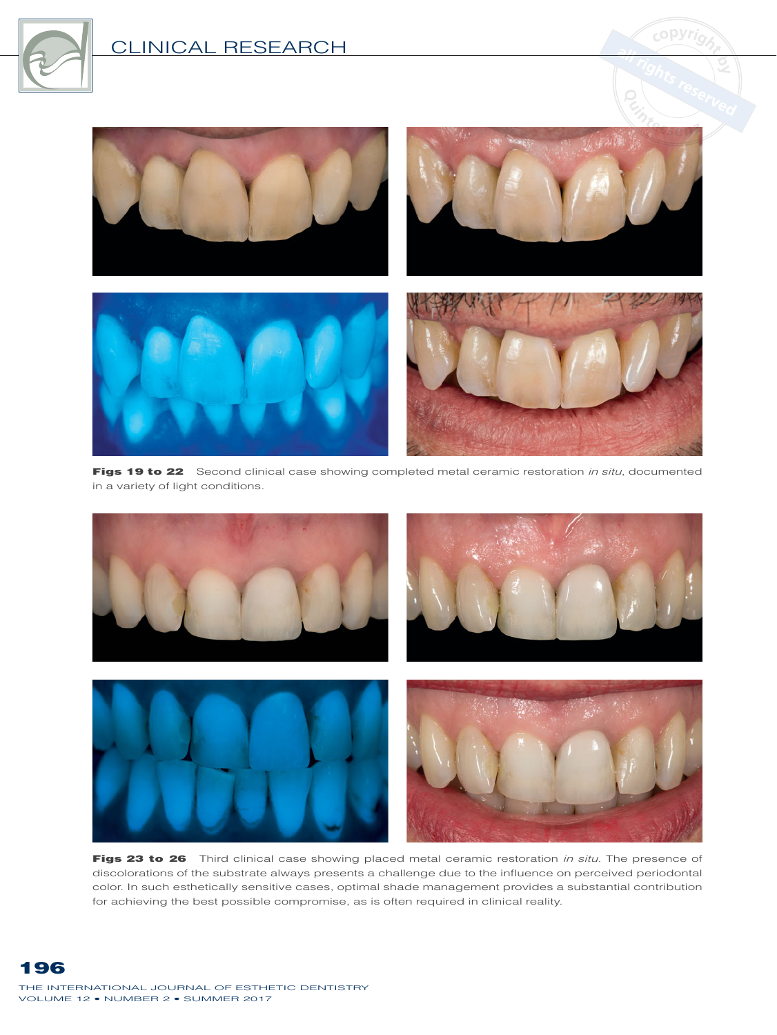**Figs 19 to 22** Second clinical case showing completed metal ceramic restoration *in situ*, documented in a variety of light conditions.

**Figs 23 to 26** Third clinical case showing placed metal ceramic restoration *in situ*. The presence of discolorations of the substrate always presents a challenge due to the influence on perceived periodontal color. In such esthetically sensitive cases, optimal shade management provides a substantial contribution for achieving the best possible compromise, as is often required in clinical reality.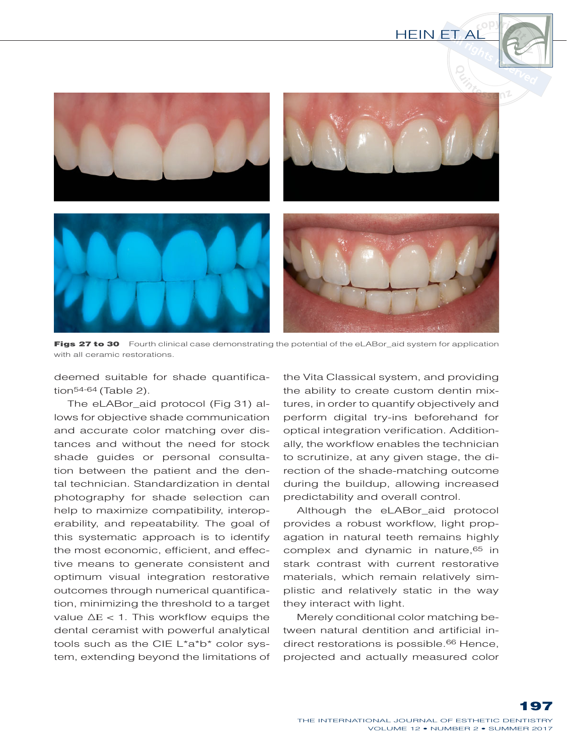**Figs 27 to 30** Fourth clinical case demonstrating the potential of the eLABor_aid system for application with all ceramic restorations.

deemed suitable for shade quantification[54-64] (Table 2).

The eLABor_aid protocol (Fig 31) allows for objective shade communication and accurate color matching over distances and without the need for stock shade guides or personal consultation between the patient and the dental technician. Standardization in dental photography for shade selection can help to maximize compatibility, interoperability, and repeatability. The goal of this systematic approach is to identify the most economic, efficient, and effective means to generate consistent and optimum visual integration restorative outcomes through numerical quantification, minimizing the threshold to a target value $\Delta E < 1$. This workflow equips the dental ceramist with powerful analytical tools such as the CIE L*a*b* color system, extending beyond the limitations of the Vita Classical system, and providing the ability to create custom dentin mixtures, in order to quantify objectively and perform digital try-ins beforehand for optical integration verification. Additionally, the workflow enables the technician to scrutinize, at any given stage, the direction of the shade-matching outcome during the buildup, allowing increased predictability and overall control.

Although the eLABor_aid protocol provides a robust workflow, light propagation in natural teeth remains highly complex and dynamic in nature,[65] in stark contrast with current restorative materials, which remain relatively simplistic and relatively static in the way they interact with light.

Merely conditional color matching between natural dentition and artificial indirect restorations is possible.[66] Hence, projected and actually measured color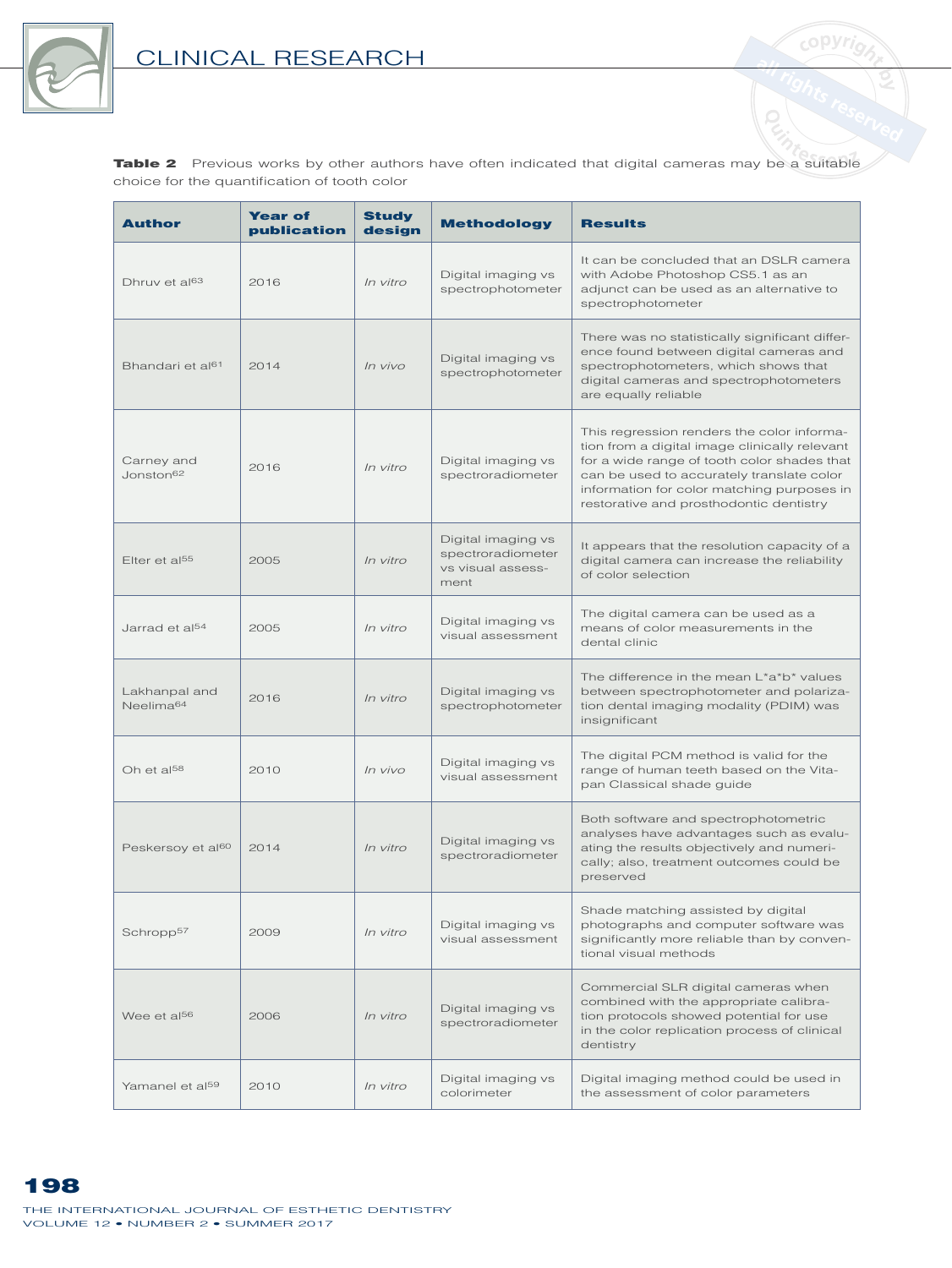**Table 2** Previous works by other authors have often indicated that digital cameras may be a suitable choice for the quantification of tooth color

| Author | Year of publication | Study design | Methodology | Results |
|---|---|---|---|---|
| Dhruv et al[63] | 2016 | *In vitro* | Digital imaging vs spectrophotometer | It can be concluded that an DSLR camera with Adobe Photoshop CS5.1 as an adjunct can be used as an alternative to spectrophotometer |
| Bhandari et al[61] | 2014 | *In vivo* | Digital imaging vs spectrophotometer | There was no statistically significant difference found between digital cameras and spectrophotometers, which shows that digital cameras and spectrophotometers are equally reliable |
| Carney and Jonston[62] | 2016 | *In vitro* | Digital imaging vs spectroradiometer | This regression renders the color information from a digital image clinically relevant for a wide range of tooth color shades that can be used to accurately translate color information for color matching purposes in restorative and prosthodontic dentistry |
| Elter et al[55] | 2005 | *In vitro* | Digital imaging vs spectroradiometer vs visual assessment | It appears that the resolution capacity of a digital camera can increase the reliability of color selection |
| Jarrad et al[54] | 2005 | *In vitro* | Digital imaging vs visual assessment | The digital camera can be used as a means of color measurements in the dental clinic |
| Lakhanpal and Neelima[64] | 2016 | *In vitro* | Digital imaging vs spectrophotometer | The difference in the mean L*a*b* values between spectrophotometer and polarization dental imaging modality (PDIM) was insignificant |
| Oh et al[58] | 2010 | *In vivo* | Digital imaging vs visual assessment | The digital PCM method is valid for the range of human teeth based on the Vitapan Classical shade guide |
| Peskersoy et al[60] | 2014 | *In vitro* | Digital imaging vs spectroradiometer | Both software and spectrophotometric analyses have advantages such as evaluating the results objectively and numerically; also, treatment outcomes could be preserved |
| Schropp[57] | 2009 | *In vitro* | Digital imaging vs visual assessment | Shade matching assisted by digital photographs and computer software was significantly more reliable than by conventional visual methods |
| Wee et al[56] | 2006 | *In vitro* | Digital imaging vs spectroradiometer | Commercial SLR digital cameras when combined with the appropriate calibration protocols showed potential for use in the color replication process of clinical dentistry |
| Yamanel et al[59] | 2010 | *In vitro* | Digital imaging vs colorimeter | Digital imaging method could be used in the assessment of color parameters |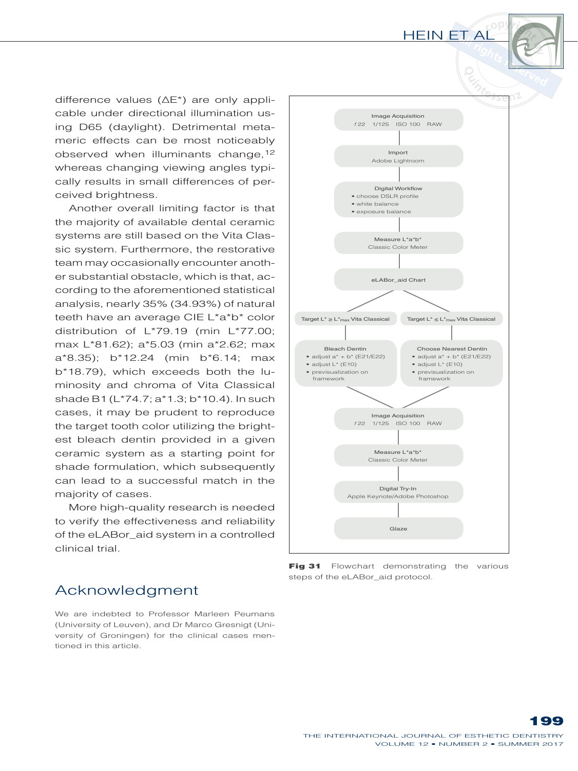difference values ($\Delta E^*$) are only applicable under directional illumination using D65 (daylight). Detrimental metameric effects can be most noticeably observed when illuminants change,[12] whereas changing viewing angles typically results in small differences of perceived brightness.

Another overall limiting factor is that the majority of available dental ceramic systems are still based on the Vita Classic system. Furthermore, the restorative team may occasionally encounter another substantial obstacle, which is that, according to the aforementioned statistical analysis, nearly 35% (34.93%) of natural teeth have an average CIE L*a*b* color distribution of L*79.19 (min L*77.00; max L*81.62); a*5.03 (min a*2.62; max a*8.35); b*12.24 (min b*6.14; max b*18.79), which exceeds both the luminosity and chroma of Vita Classical shade B1 (L*74.7; a*1.3; b*10.4). In such cases, it may be prudent to reproduce the target tooth color utilizing the brightest bleach dentin provided in a given ceramic system as a starting point for shade formulation, which subsequently can lead to a successful match in the majority of cases.

More high-quality research is needed to verify the effectiveness and reliability of the eLABor_aid system in a controlled clinical trial.

## Acknowledgment

We are indebted to Professor Marleen Peumans (University of Leuven), and Dr Marco Gresnigt (University of Groningen) for the clinical cases mentioned in this article.

Image Acquisition
*f* 22   1/125   ISO 100   RAW

Import
Adobe Lightroom

Digital Workflow
- choose DSLR profile
- white balance
- exposure balance

Measure L*a*b*
Classic Color Meter

eLABor_aid Chart

Target L* ≥ $L^*_{max}$ Vita Classical | Target L* ≤ $L^*_{max}$ Vita Classical

Bleach Dentin
- adjust a* + b* (E21/E22)
- adjust L* (E10)
- previsualization on framework

Choose Nearest Dentin
- adjust a* + b* (E21/E22)
- adjust L* (E10)
- previsualization on framework

Image Acquisition
*f* 22   1/125   ISO 100   RAW

Measure L*a*b*
Classic Color Meter

Digital Try-In
Apple Keynote/Adobe Photoshop

Glaze

**Fig 31** Flowchart demonstrating the various steps of the eLABor_aid protocol.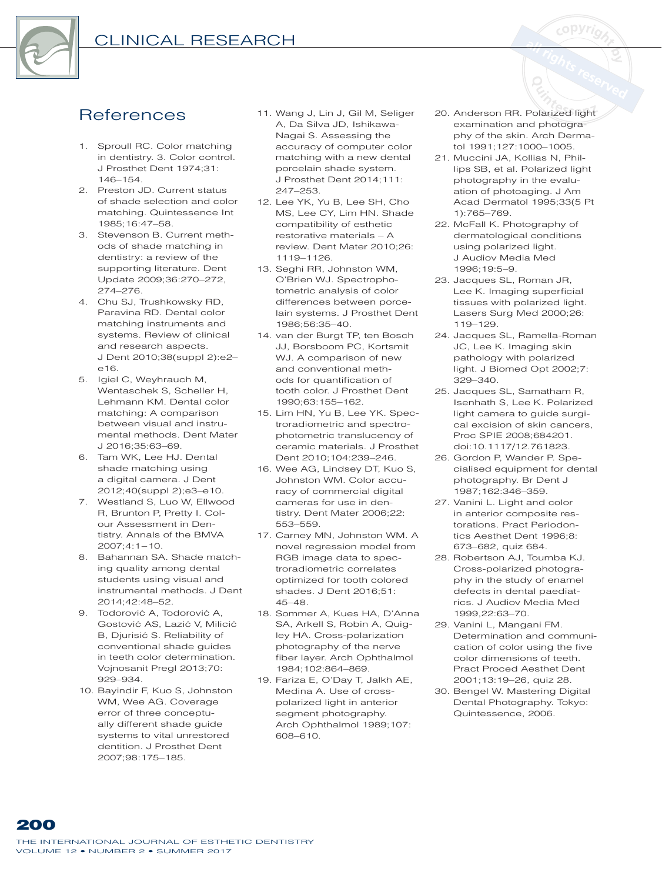## References

1. Sproull RC. Color matching in dentistry. 3. Color control. J Prosthet Dent 1974;31:146–154.
2. Preston JD. Current status of shade selection and color matching. Quintessence Int 1985;16:47–58.
3. Stevenson B. Current methods of shade matching in dentistry: a review of the supporting literature. Dent Update 2009;36:270–272, 274–276.
4. Chu SJ, Trushkowsky RD, Paravina RD. Dental color matching instruments and systems. Review of clinical and research aspects. J Dent 2010;38(suppl 2):e2–e16.
5. Igiel C, Weyhrauch M, Wentaschek S, Scheller H, Lehmann KM. Dental color matching: A comparison between visual and instrumental methods. Dent Mater J 2016;35:63–69.
6. Tam WK, Lee HJ. Dental shade matching using a digital camera. J Dent 2012;40(suppl 2);e3–e10.
7. Westland S, Luo W, Ellwood R, Brunton P, Pretty I. Colour Assessment in Dentistry. Annals of the BMVA 2007;4:1–10.
8. Bahannan SA. Shade matching quality among dental students using visual and instrumental methods. J Dent 2014;42:48–52.
9. Todorović A, Todorović A, Gostović AS, Lazić V, Milicić B, Djurisić S. Reliability of conventional shade guides in teeth color determination. Vojnosanit Pregl 2013;70:929–934.
10. Bayindir F, Kuo S, Johnston WM, Wee AG. Coverage error of three conceptually different shade guide systems to vital unrestored dentition. J Prosthet Dent 2007;98:175–185.
11. Wang J, Lin J, Gil M, Seliger A, Da Silva JD, Ishikawa-Nagai S. Assessing the accuracy of computer color matching with a new dental porcelain shade system. J Prosthet Dent 2014;111:247–253.
12. Lee YK, Yu B, Lee SH, Cho MS, Lee CY, Lim HN. Shade compatibility of esthetic restorative materials – A review. Dent Mater 2010;26:1119–1126.
13. Seghi RR, Johnston WM, O'Brien WJ. Spectrophotometric analysis of color differences between porcelain systems. J Prosthet Dent 1986;56:35–40.
14. van der Burgt TP, ten Bosch JJ, Borsboom PC, Kortsmit WJ. A comparison of new and conventional methods for quantification of tooth color. J Prosthet Dent 1990;63:155–162.
15. Lim HN, Yu B, Lee YK. Spectroradiometric and spectrophotometric translucency of ceramic materials. J Prosthet Dent 2010;104:239–246.
16. Wee AG, Lindsey DT, Kuo S, Johnston WM. Color accuracy of commercial digital cameras for use in dentistry. Dent Mater 2006;22:553–559.
17. Carney MN, Johnston WM. A novel regression model from RGB image data to spectroradiometric correlates optimized for tooth colored shades. J Dent 2016;51:45–48.
18. Sommer A, Kues HA, D'Anna SA, Arkell S, Robin A, Quigley HA. Cross-polarization photography of the nerve fiber layer. Arch Ophthalmol 1984;102:864–869.
19. Fariza E, O'Day T, Jalkh AE, Medina A. Use of cross-polarized light in anterior segment photography. Arch Ophthalmol 1989;107:608–610.
20. Anderson RR. Polarized light examination and photography of the skin. Arch Dermatol 1991;127:1000–1005.
21. Muccini JA, Kollias N, Phillips SB, et al. Polarized light photography in the evaluation of photoaging. J Am Acad Dermatol 1995;33(5 Pt 1):765–769.
22. McFall K. Photography of dermatological conditions using polarized light. J Audiov Media Med 1996;19:5–9.
23. Jacques SL, Roman JR, Lee K. Imaging superficial tissues with polarized light. Lasers Surg Med 2000;26:119–129.
24. Jacques SL, Ramella-Roman JC, Lee K. Imaging skin pathology with polarized light. J Biomed Opt 2002;7:329–340.
25. Jacques SL, Samatham R, Isenhath S, Lee K. Polarized light camera to guide surgical excision of skin cancers, Proc SPIE 2008;684201. doi:10.1117/12.761823.
26. Gordon P, Wander P. Specialised equipment for dental photography. Br Dent J 1987;162:346–359.
27. Vanini L. Light and color in anterior composite restorations. Pract Periodontics Aesthet Dent 1996;8:673–682, quiz 684.
28. Robertson AJ, Toumba KJ. Cross-polarized photography in the study of enamel defects in dental paediatrics. J Audiov Media Med 1999,22:63–70.
29. Vanini L, Mangani FM. Determination and communication of color using the five color dimensions of teeth. Pract Proced Aesthet Dent 2001;13:19–26, quiz 28.
30. Bengel W. Mastering Digital Dental Photography. Tokyo: Quintessence, 2006.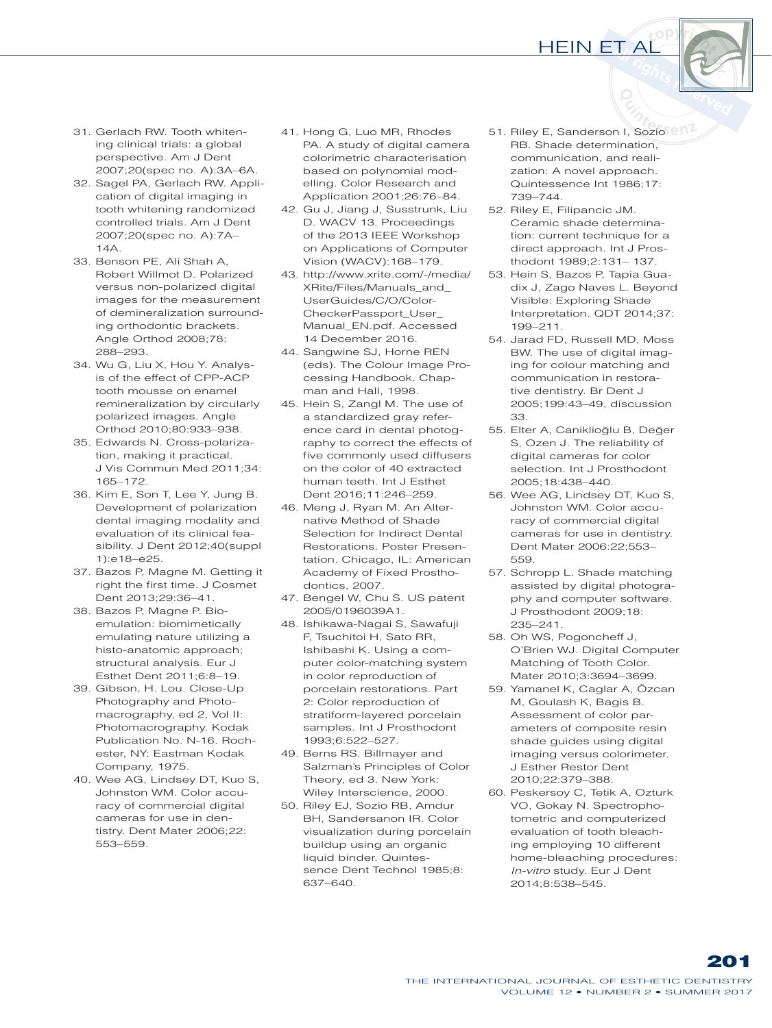31. Gerlach RW. Tooth whitening clinical trials: a global perspective. Am J Dent 2007;20(spec no. A):3A–6A.
32. Sagel PA, Gerlach RW. Application of digital imaging in tooth whitening randomized controlled trials. Am J Dent 2007;20(spec no. A):7A–14A.
33. Benson PE, Ali Shah A, Robert Willmot D. Polarized versus non-polarized digital images for the measurement of demineralization surrounding orthodontic brackets. Angle Orthod 2008;78: 288–293.
34. Wu G, Liu X, Hou Y. Analysis of the effect of CPP-ACP tooth mousse on enamel remineralization by circularly polarized images. Angle Orthod 2010;80:933–938.
35. Edwards N. Cross-polarization, making it practical. J Vis Commun Med 2011;34: 165–172.
36. Kim E, Son T, Lee Y, Jung B. Development of polarization dental imaging modality and evaluation of its clinical feasibility. J Dent 2012;40(suppl 1):e18–e25.
37. Bazos P, Magne M. Getting it right the first time. J Cosmet Dent 2013;29:36–41.
38. Bazos P, Magne P. Bio-emulation: biomimetically emulating nature utilizing a histo-anatomic approach; structural analysis. Eur J Esthet Dent 2011;6:8–19.
39. Gibson, H. Lou. Close-Up Photography and Photomacrography, ed 2, Vol II: Photomacrography. Kodak Publication No. N-16. Rochester, NY: Eastman Kodak Company, 1975.
40. Wee AG, Lindsey DT, Kuo S, Johnston WM. Color accuracy of commercial digital cameras for use in dentistry. Dent Mater 2006;22: 553–559.
41. Hong G, Luo MR, Rhodes PA. A study of digital camera colorimetric characterisation based on polynomial modelling. Color Research and Application 2001;26:76–84.
42. Gu J, Jiang J, Susstrunk, Liu D. WACV 13. Proceedings of the 2013 IEEE Workshop on Applications of Computer Vision (WACV):168–179.
43. http://www.xrite.com/-/media/XRite/Files/Manuals_and_UserGuides/C/O/ColorCheckerPassport_User_Manual_EN.pdf. Accessed 14 December 2016.
44. Sangwine SJ, Horne REN (eds). The Colour Image Processing Handbook. Chapman and Hall, 1998.
45. Hein S, Zangl M. The use of a standardized gray reference card in dental photography to correct the effects of five commonly used diffusers on the color of 40 extracted human teeth. Int J Esthet Dent 2016;11:246–259.
46. Meng J, Ryan M. An Alternative Method of Shade Selection for Indirect Dental Restorations. Poster Presentation. Chicago, IL: American Academy of Fixed Prosthodontics, 2007.
47. Bengel W, Chu S. US patent 2005/0196039A1.
48. Ishikawa-Nagai S, Sawafuji F, Tsuchitoi H, Sato RR, Ishibashi K. Using a computer color-matching system in color reproduction of porcelain restorations. Part 2: Color reproduction of stratiform-layered porcelain samples. Int J Prosthodont 1993;6:522–527.
49. Berns RS. Billmayer and Salzman's Principles of Color Theory, ed 3. New York: Wiley Interscience, 2000.
50. Riley EJ, Sozio RB, Amdur BH, Sandersanon IR. Color visualization during porcelain buildup using an organic liquid binder. Quintessence Dent Technol 1985;8: 637–640.
51. Riley E, Sanderson I, Sozio RB. Shade determination, communication, and realization: A novel approach. Quintessence Int 1986;17: 739–744.
52. Riley E, Filipancic JM. Ceramic shade determination: current technique for a direct approach. Int J Prosthodont 1989;2:131– 137.
53. Hein S, Bazos P, Tapia Guadix J, Zago Naves L. Beyond Visible: Exploring Shade Interpretation. QDT 2014;37: 199–211.
54. Jarad FD, Russell MD, Moss BW. The use of digital imaging for colour matching and communication in restorative dentistry. Br Dent J 2005;199:43–49, discussion 33.
55. Elter A, Caniklioğlu B, Değer S, Ozen J. The reliability of digital cameras for color selection. Int J Prosthodont 2005;18:438–440.
56. Wee AG, Lindsey DT, Kuo S, Johnston WM. Color accuracy of commercial digital cameras for use in dentistry. Dent Mater 2006:22;553–559.
57. Schropp L. Shade matching assisted by digital photography and computer software. J Prosthodont 2009;18: 235–241.
58. Oh WS, Pogoncheff J, O'Brien WJ. Digital Computer Matching of Tooth Color. Mater 2010;3:3694–3699.
59. Yamanel K, Caglar A, Özcan M, Goulash K, Bagis B. Assessment of color parameters of composite resin shade guides using digital imaging versus colorimeter. J Esther Restor Dent 2010;22:379–388.
60. Peskersoy C, Tetik A, Ozturk VO, Gokay N. Spectrophotometric and computerized evaluation of tooth bleaching employing 10 different home-bleaching procedures: *In-vitro* study. Eur J Dent 2014;8:538–545.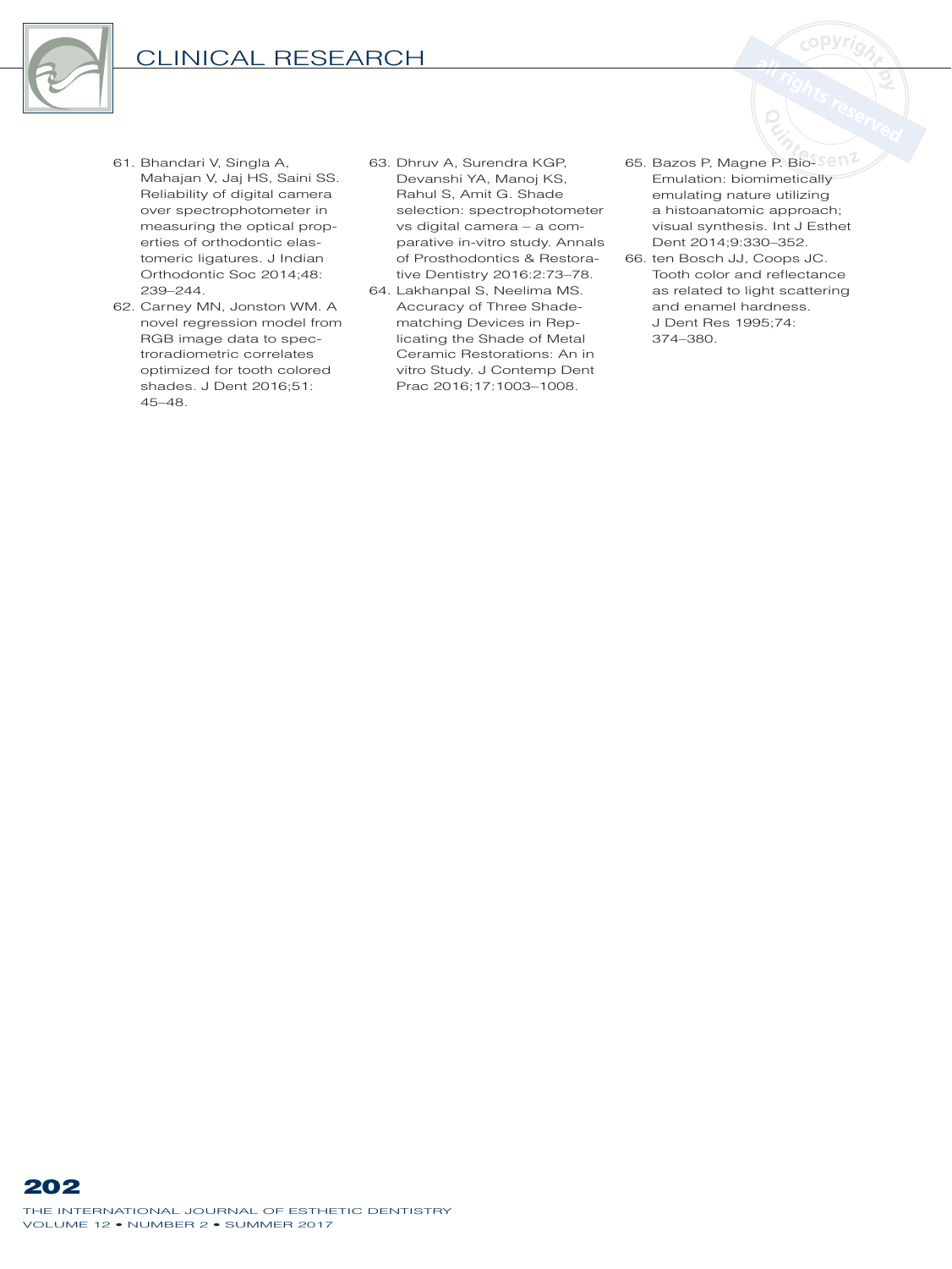61. Bhandari V, Singla A, Mahajan V, Jaj HS, Saini SS. Reliability of digital camera over spectrophotometer in measuring the optical properties of orthodontic elastomeric ligatures. J Indian Orthodontic Soc 2014;48: 239–244.
62. Carney MN, Jonston WM. A novel regression model from RGB image data to spectroradiometric correlates optimized for tooth colored shades. J Dent 2016;51: 45–48.
63. Dhruv A, Surendra KGP, Devanshi YA, Manoj KS, Rahul S, Amit G. Shade selection: spectrophotometer vs digital camera – a comparative in-vitro study. Annals of Prosthodontics & Restorative Dentistry 2016:2:73–78.
64. Lakhanpal S, Neelima MS. Accuracy of Three Shade-matching Devices in Replicating the Shade of Metal Ceramic Restorations: An in vitro Study. J Contemp Dent Prac 2016;17:1003–1008.
65. Bazos P, Magne P. Bio-Emulation: biomimetically emulating nature utilizing a histoanatomic approach; visual synthesis. Int J Esthet Dent 2014;9:330–352.
66. ten Bosch JJ, Coops JC. Tooth color and reflectance as related to light scattering and enamel hardness. J Dent Res 1995;74: 374–380.